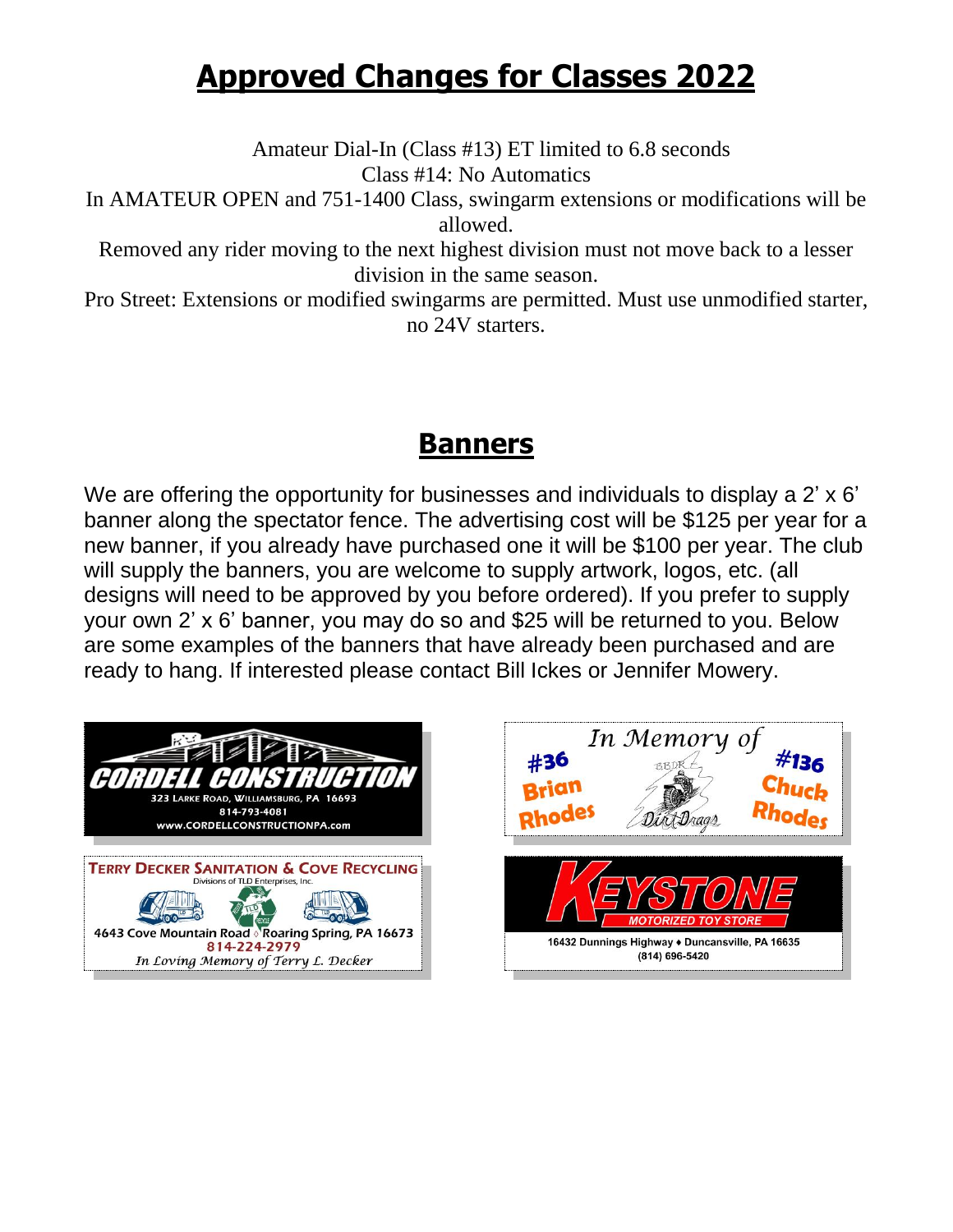# Approved Changes for Classes 2022

Amateur Dial-In (Class #13) ET limited to 6.8 seconds

Class #14: No Automatics

In AMATEUR OPEN and 751-1400 Class, swingarm extensions or modifications will be allowed.

Removed any rider moving to the next highest division must not move back to a lesser division in the same season.

Pro Street: Extensions or modified swingarms are permitted. Must use unmodified starter, no 24V starters.

## Banners

We are offering the opportunity for businesses and individuals to display a 2' x 6' banner along the spectator fence. The advertising cost will be $125 per year for a new banner, if you already have purchased one it will be $100 per year. The club will supply the banners, you are welcome to supply artwork, logos, etc. (all designs will need to be approved by you before ordered). If you prefer to supply your own 2' x 6' banner, you may do so and $25 will be returned to you. Below are some examples of the banners that have already been purchased and are ready to hang. If interested please contact Bill Ickes or Jennifer Mowery.

CORDELL CONSTRUCTION
323 Larke Road, Williamsburg, PA 16693
814-793-4081
www.CORDELLCONSTRUCTIONPA.com

In Memory of
#36 Brian Rhodes
#136 Chuck Rhodes
Dirt Drags

TERRY DECKER SANITATION & COVE RECYCLING
Divisions of TLD Enterprises, Inc.
4643 Cove Mountain Road ◊ Roaring Spring, PA 16673
814-224-2979
In Loving Memory of Terry L. Decker

KEYSTONE
MOTORIZED TOY STORE
16432 Dunnings Highway ♦ Duncansville, PA 16635
(814) 696-5420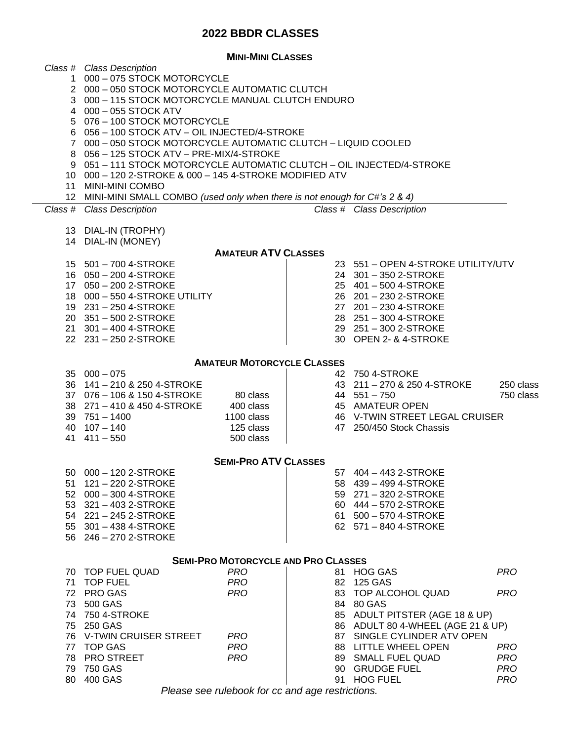# 2022 BBDR CLASSES

## MINI-MINI CLASSES

| *Class #* | *Class Description* |
|---|---|
| 1 | 000 – 075 STOCK MOTORCYCLE |
| 2 | 000 – 050 STOCK MOTORCYCLE AUTOMATIC CLUTCH |
| 3 | 000 – 115 STOCK MOTORCYCLE MANUAL CLUTCH ENDURO |
| 4 | 000 – 055 STOCK ATV |
| 5 | 076 – 100 STOCK MOTORCYCLE |
| 6 | 056 – 100 STOCK ATV – OIL INJECTED/4-STROKE |
| 7 | 000 – 050 STOCK MOTORCYCLE AUTOMATIC CLUTCH – LIQUID COOLED |
| 8 | 056 – 125 STOCK ATV – PRE-MIX/4-STROKE |
| 9 | 051 – 111 STOCK MOTORCYCLE AUTOMATIC CLUTCH – OIL INJECTED/4-STROKE |
| 10 | 000 – 120 2-STROKE & 000 – 145 4-STROKE MODIFIED ATV |
| 11 | MINI-MINI COMBO |
| 12 | MINI-MINI SMALL COMBO *(used only when there is not enough for C#'s 2 & 4)* |

| *Class #* | *Class Description* | *Class #* | *Class Description* |
|---|---|---|---|
| 13 | DIAL-IN (TROPHY) | | |
| 14 | DIAL-IN (MONEY) | | |

## AMATEUR ATV CLASSES

| | | | |
|---|---|---|---|
| 15 | 501 – 700 4-STROKE | 23 | 551 – OPEN 4-STROKE UTILITY/UTV |
| 16 | 050 – 200 4-STROKE | 24 | 301 – 350 2-STROKE |
| 17 | 050 – 200 2-STROKE | 25 | 401 – 500 4-STROKE |
| 18 | 000 – 550 4-STROKE UTILITY | 26 | 201 – 230 2-STROKE |
| 19 | 231 – 250 4-STROKE | 27 | 201 – 230 4-STROKE |
| 20 | 351 – 500 2-STROKE | 28 | 251 – 300 4-STROKE |
| 21 | 301 – 400 4-STROKE | 29 | 251 – 300 2-STROKE |
| 22 | 231 – 250 2-STROKE | 30 | OPEN 2- & 4-STROKE |

## AMATEUR MOTORCYCLE CLASSES

| | | | | | |
|---|---|---|---|---|---|
| 35 | 000 – 075 | | 42 | 750 4-STROKE | |
| 36 | 141 – 210 & 250 4-STROKE | | 43 | 211 – 270 & 250 4-STROKE | 250 class |
| 37 | 076 – 106 & 150 4-STROKE | 80 class | 44 | 551 – 750 | 750 class |
| 38 | 271 – 410 & 450 4-STROKE | 400 class | 45 | AMATEUR OPEN | |
| 39 | 751 – 1400 | 1100 class | 46 | V-TWIN STREET LEGAL CRUISER | |
| 40 | 107 – 140 | 125 class | 47 | 250/450 Stock Chassis | |
| 41 | 411 – 550 | 500 class | | | |

## SEMI-PRO ATV CLASSES

| | | | |
|---|---|---|---|
| 50 | 000 – 120 2-STROKE | 57 | 404 – 443 2-STROKE |
| 51 | 121 – 220 2-STROKE | 58 | 439 – 499 4-STROKE |
| 52 | 000 – 300 4-STROKE | 59 | 271 – 320 2-STROKE |
| 53 | 321 – 403 2-STROKE | 60 | 444 – 570 2-STROKE |
| 54 | 221 – 245 2-STROKE | 61 | 500 – 570 4-STROKE |
| 55 | 301 – 438 4-STROKE | 62 | 571 – 840 4-STROKE |
| 56 | 246 – 270 2-STROKE | | |

## SEMI-PRO MOTORCYCLE AND PRO CLASSES

| | | | | | |
|---|---|---|---|---|---|
| 70 | TOP FUEL QUAD | *PRO* | 81 | HOG GAS | *PRO* |
| 71 | TOP FUEL | *PRO* | 82 | 125 GAS | |
| 72 | PRO GAS | *PRO* | 83 | TOP ALCOHOL QUAD | *PRO* |
| 73 | 500 GAS | | 84 | 80 GAS | |
| 74 | 750 4-STROKE | | 85 | ADULT PITSTER (AGE 18 & UP) | |
| 75 | 250 GAS | | 86 | ADULT 80 4-WHEEL (AGE 21 & UP) | |
| 76 | V-TWIN CRUISER STREET | *PRO* | 87 | SINGLE CYLINDER ATV OPEN | |
| 77 | TOP GAS | *PRO* | 88 | LITTLE WHEEL OPEN | *PRO* |
| 78 | PRO STREET | *PRO* | 89 | SMALL FUEL QUAD | *PRO* |
| 79 | 750 GAS | | 90 | GRUDGE FUEL | *PRO* |
| 80 | 400 GAS | | 91 | HOG FUEL | *PRO* |

*Please see rulebook for cc and age restrictions.*